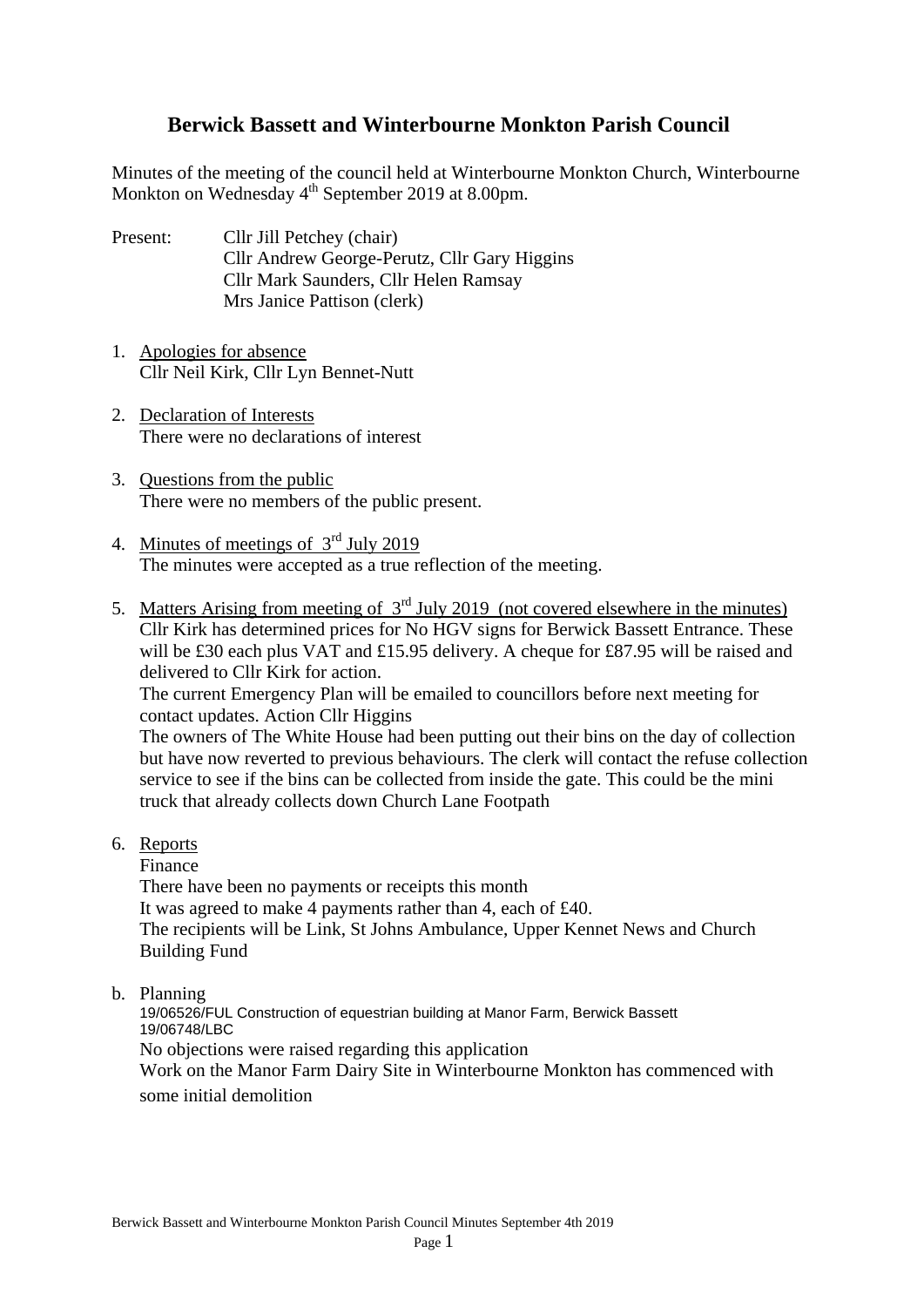# Berwick Bassett and Winterbourne Monkton Parish Council

Minutes of the meeting of the council held at Winterbourne Monkton Church, Winterbourne Monkton on Wednesday 4th September 2019 at 8.00pm.

Present: Cllr Jill Petchey (chair)
Cllr Andrew George-Perutz, Cllr Gary Higgins
Cllr Mark Saunders, Cllr Helen Ramsay
Mrs Janice Pattison (clerk)

1. Apologies for absence
   Cllr Neil Kirk, Cllr Lyn Bennet-Nutt

2. Declaration of Interests
   There were no declarations of interest

3. Questions from the public
   There were no members of the public present.

4. Minutes of meetings of 3rd July 2019
   The minutes were accepted as a true reflection of the meeting.

5. Matters Arising from meeting of 3rd July 2019 (not covered elsewhere in the minutes)
   Cllr Kirk has determined prices for No HGV signs for Berwick Bassett Entrance. These will be £30 each plus VAT and £15.95 delivery. A cheque for £87.95 will be raised and delivered to Cllr Kirk for action.
   The current Emergency Plan will be emailed to councillors before next meeting for contact updates. Action Cllr Higgins
   The owners of The White House had been putting out their bins on the day of collection but have now reverted to previous behaviours. The clerk will contact the refuse collection service to see if the bins can be collected from inside the gate. This could be the mini truck that already collects down Church Lane Footpath

6. Reports
   Finance
   There have been no payments or receipts this month
   It was agreed to make 4 payments rather than 4, each of £40.
   The recipients will be Link, St Johns Ambulance, Upper Kennet News and Church Building Fund

b. Planning
   19/06526/FUL Construction of equestrian building at Manor Farm, Berwick Bassett
   19/06748/LBC
   No objections were raised regarding this application
   Work on the Manor Farm Dairy Site in Winterbourne Monkton has commenced with some initial demolition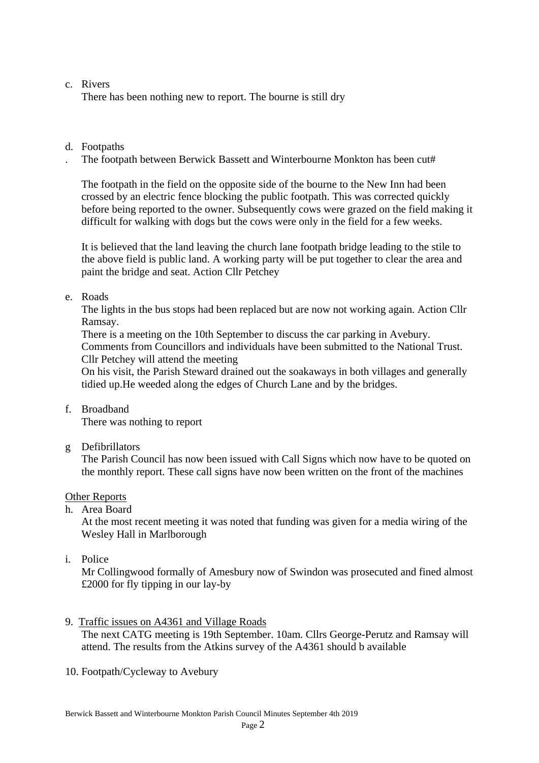c. Rivers

   There has been nothing new to report. The bourne is still dry

d. Footpaths

. The footpath between Berwick Bassett and Winterbourne Monkton has been cut#

   The footpath in the field on the opposite side of the bourne to the New Inn had been crossed by an electric fence blocking the public footpath. This was corrected quickly before being reported to the owner. Subsequently cows were grazed on the field making it difficult for walking with dogs but the cows were only in the field for a few weeks.

   It is believed that the land leaving the church lane footpath bridge leading to the stile to the above field is public land. A working party will be put together to clear the area and paint the bridge and seat. Action Cllr Petchey

e. Roads

   The lights in the bus stops had been replaced but are now not working again. Action Cllr Ramsay.

   There is a meeting on the 10th September to discuss the car parking in Avebury. Comments from Councillors and individuals have been submitted to the National Trust. Cllr Petchey will attend the meeting

   On his visit, the Parish Steward drained out the soakaways in both villages and generally tidied up.He weeded along the edges of Church Lane and by the bridges.

f. Broadband

   There was nothing to report

g Defibrillators

   The Parish Council has now been issued with Call Signs which now have to be quoted on the monthly report. These call signs have now been written on the front of the machines

<u>Other Reports</u>

h. Area Board

   At the most recent meeting it was noted that funding was given for a media wiring of the Wesley Hall in Marlborough

i. Police

   Mr Collingwood formally of Amesbury now of Swindon was prosecuted and fined almost £2000 for fly tipping in our lay-by

9. <u>Traffic issues on A4361 and Village Roads</u>

   The next CATG meeting is 19th September. 10am. Cllrs George-Perutz and Ramsay will attend. The results from the Atkins survey of the A4361 should b available

10. Footpath/Cycleway to Avebury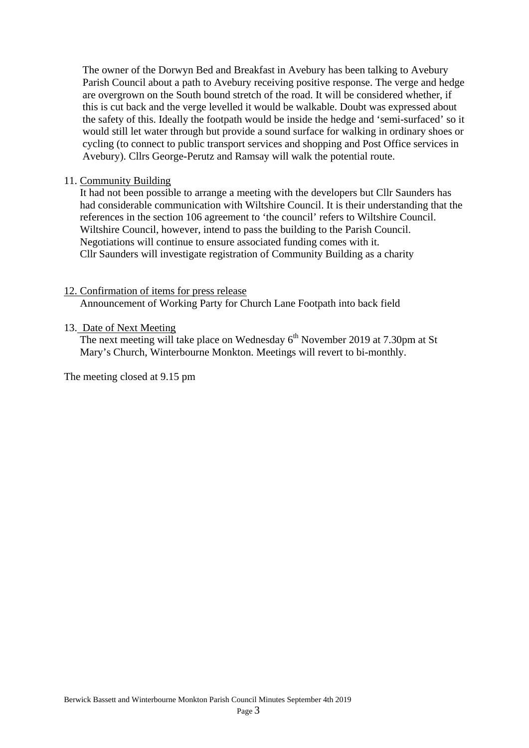The owner of the Dorwyn Bed and Breakfast in Avebury has been talking to Avebury Parish Council about a path to Avebury receiving positive response. The verge and hedge are overgrown on the South bound stretch of the road. It will be considered whether, if this is cut back and the verge levelled it would be walkable. Doubt was expressed about the safety of this. Ideally the footpath would be inside the hedge and 'semi-surfaced' so it would still let water through but provide a sound surface for walking in ordinary shoes or cycling (to connect to public transport services and shopping and Post Office services in Avebury). Cllrs George-Perutz and Ramsay will walk the potential route.

11. Community Building

It had not been possible to arrange a meeting with the developers but Cllr Saunders has had considerable communication with Wiltshire Council. It is their understanding that the references in the section 106 agreement to 'the council' refers to Wiltshire Council. Wiltshire Council, however, intend to pass the building to the Parish Council. Negotiations will continue to ensure associated funding comes with it.
Cllr Saunders will investigate registration of Community Building as a charity

12. Confirmation of items for press release

Announcement of Working Party for Church Lane Footpath into back field

13. Date of Next Meeting

The next meeting will take place on Wednesday 6th November 2019 at 7.30pm at St Mary's Church, Winterbourne Monkton. Meetings will revert to bi-monthly.

The meeting closed at 9.15 pm